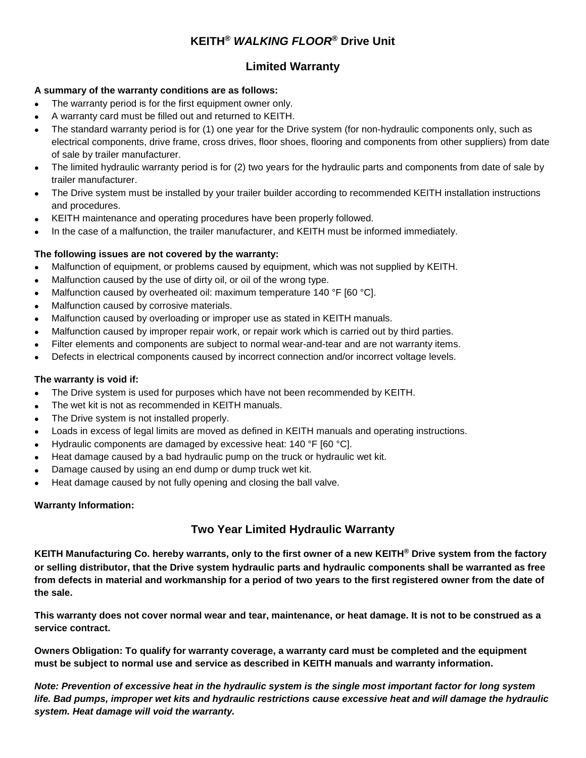# KEITH® *WALKING FLOOR®* Drive Unit

## Limited Warranty

**A summary of the warranty conditions are as follows:**

- The warranty period is for the first equipment owner only.
- A warranty card must be filled out and returned to KEITH.
- The standard warranty period is for (1) one year for the Drive system (for non-hydraulic components only, such as electrical components, drive frame, cross drives, floor shoes, flooring and components from other suppliers) from date of sale by trailer manufacturer.
- The limited hydraulic warranty period is for (2) two years for the hydraulic parts and components from date of sale by trailer manufacturer.
- The Drive system must be installed by your trailer builder according to recommended KEITH installation instructions and procedures.
- KEITH maintenance and operating procedures have been properly followed.
- In the case of a malfunction, the trailer manufacturer, and KEITH must be informed immediately.

**The following issues are not covered by the warranty:**

- Malfunction of equipment, or problems caused by equipment, which was not supplied by KEITH.
- Malfunction caused by the use of dirty oil, or oil of the wrong type.
- Malfunction caused by overheated oil: maximum temperature 140 °F [60 °C].
- Malfunction caused by corrosive materials.
- Malfunction caused by overloading or improper use as stated in KEITH manuals.
- Malfunction caused by improper repair work, or repair work which is carried out by third parties.
- Filter elements and components are subject to normal wear-and-tear and are not warranty items.
- Defects in electrical components caused by incorrect connection and/or incorrect voltage levels.

**The warranty is void if:**

- The Drive system is used for purposes which have not been recommended by KEITH.
- The wet kit is not as recommended in KEITH manuals.
- The Drive system is not installed properly.
- Loads in excess of legal limits are moved as defined in KEITH manuals and operating instructions.
- Hydraulic components are damaged by excessive heat: 140 °F [60 °C].
- Heat damage caused by a bad hydraulic pump on the truck or hydraulic wet kit.
- Damage caused by using an end dump or dump truck wet kit.
- Heat damage caused by not fully opening and closing the ball valve.

**Warranty Information:**

## Two Year Limited Hydraulic Warranty

**KEITH Manufacturing Co. hereby warrants, only to the first owner of a new KEITH® Drive system from the factory or selling distributor, that the Drive system hydraulic parts and hydraulic components shall be warranted as free from defects in material and workmanship for a period of two years to the first registered owner from the date of the sale.**

**This warranty does not cover normal wear and tear, maintenance, or heat damage. It is not to be construed as a service contract.**

**Owners Obligation: To qualify for warranty coverage, a warranty card must be completed and the equipment must be subject to normal use and service as described in KEITH manuals and warranty information.**

***Note: Prevention of excessive heat in the hydraulic system is the single most important factor for long system life. Bad pumps, improper wet kits and hydraulic restrictions cause excessive heat and will damage the hydraulic system. Heat damage will void the warranty.***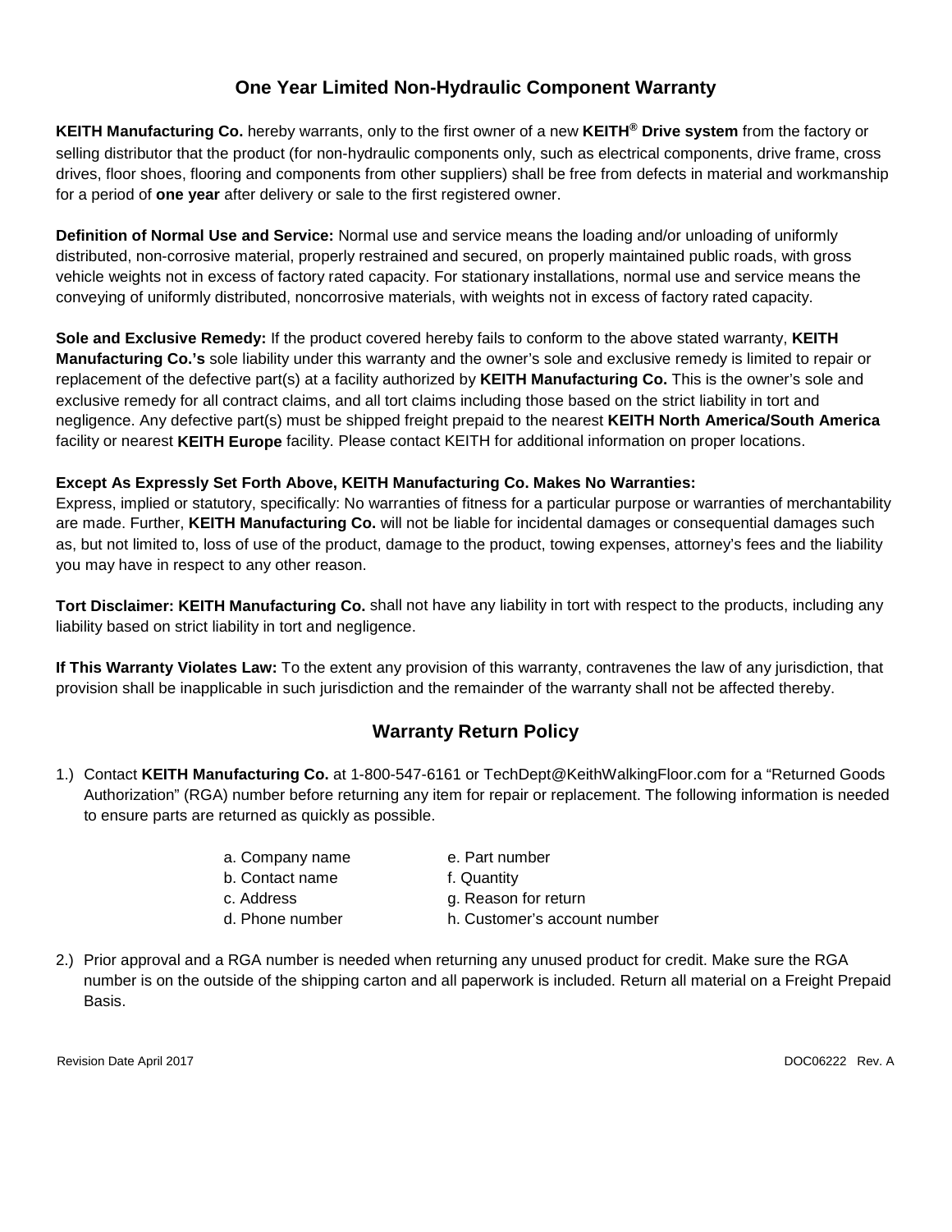## One Year Limited Non-Hydraulic Component Warranty

**KEITH Manufacturing Co.** hereby warrants, only to the first owner of a new **KEITH® Drive system** from the factory or selling distributor that the product (for non-hydraulic components only, such as electrical components, drive frame, cross drives, floor shoes, flooring and components from other suppliers) shall be free from defects in material and workmanship for a period of **one year** after delivery or sale to the first registered owner.

**Definition of Normal Use and Service:** Normal use and service means the loading and/or unloading of uniformly distributed, non-corrosive material, properly restrained and secured, on properly maintained public roads, with gross vehicle weights not in excess of factory rated capacity. For stationary installations, normal use and service means the conveying of uniformly distributed, noncorrosive materials, with weights not in excess of factory rated capacity.

**Sole and Exclusive Remedy:** If the product covered hereby fails to conform to the above stated warranty, **KEITH Manufacturing Co.'s** sole liability under this warranty and the owner's sole and exclusive remedy is limited to repair or replacement of the defective part(s) at a facility authorized by **KEITH Manufacturing Co.** This is the owner's sole and exclusive remedy for all contract claims, and all tort claims including those based on the strict liability in tort and negligence. Any defective part(s) must be shipped freight prepaid to the nearest **KEITH North America/South America** facility or nearest **KEITH Europe** facility. Please contact KEITH for additional information on proper locations.

**Except As Expressly Set Forth Above, KEITH Manufacturing Co. Makes No Warranties:**
Express, implied or statutory, specifically: No warranties of fitness for a particular purpose or warranties of merchantability are made. Further, **KEITH Manufacturing Co.** will not be liable for incidental damages or consequential damages such as, but not limited to, loss of use of the product, damage to the product, towing expenses, attorney's fees and the liability you may have in respect to any other reason.

**Tort Disclaimer: KEITH Manufacturing Co.** shall not have any liability in tort with respect to the products, including any liability based on strict liability in tort and negligence.

**If This Warranty Violates Law:** To the extent any provision of this warranty, contravenes the law of any jurisdiction, that provision shall be inapplicable in such jurisdiction and the remainder of the warranty shall not be affected thereby.

## Warranty Return Policy

1.) Contact **KEITH Manufacturing Co.** at 1-800-547-6161 or TechDept@KeithWalkingFloor.com for a "Returned Goods Authorization" (RGA) number before returning any item for repair or replacement. The following information is needed to ensure parts are returned as quickly as possible.

- a. Company name
- b. Contact name
- c. Address
- d. Phone number
- e. Part number
- f. Quantity
- g. Reason for return
- h. Customer's account number

2.) Prior approval and a RGA number is needed when returning any unused product for credit. Make sure the RGA number is on the outside of the shipping carton and all paperwork is included. Return all material on a Freight Prepaid Basis.

Revision Date April 2017

DOC06222 Rev. A